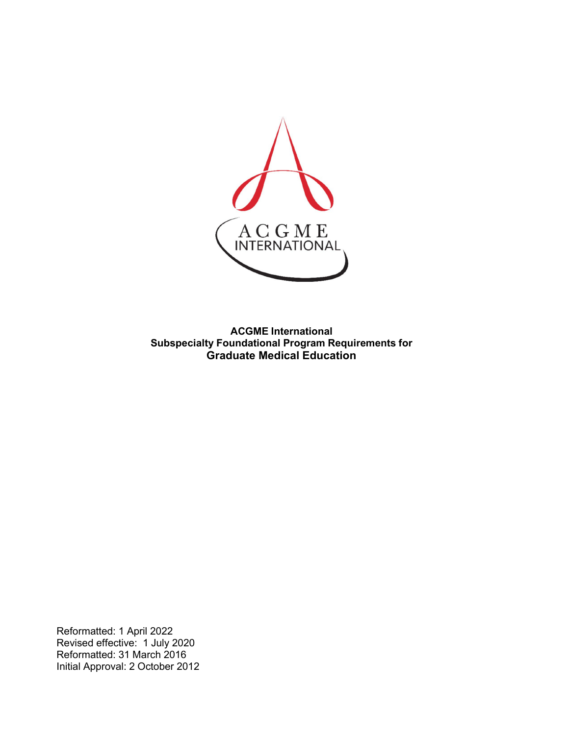**ACGME International**
**Subspecialty Foundational Program Requirements for**
**Graduate Medical Education**

Reformatted: 1 April 2022
Revised effective: 1 July 2020
Reformatted: 31 March 2016
Initial Approval: 2 October 2012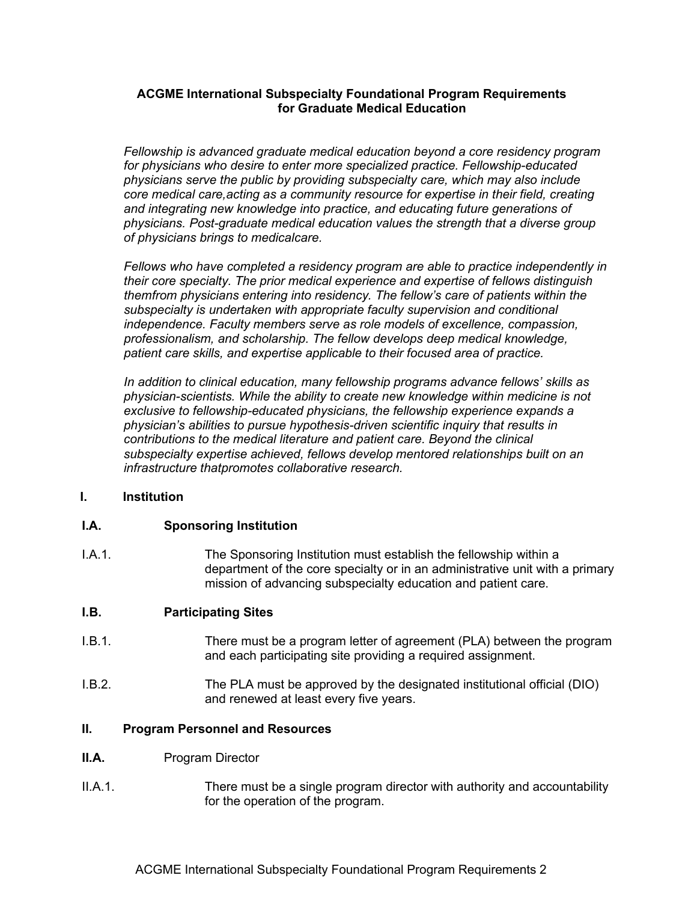**ACGME International Subspecialty Foundational Program Requirements for Graduate Medical Education**

*Fellowship is advanced graduate medical education beyond a core residency program for physicians who desire to enter more specialized practice. Fellowship-educated physicians serve the public by providing subspecialty care, which may also include core medical care,acting as a community resource for expertise in their field, creating and integrating new knowledge into practice, and educating future generations of physicians. Post-graduate medical education values the strength that a diverse group of physicians brings to medicalcare.*

*Fellows who have completed a residency program are able to practice independently in their core specialty. The prior medical experience and expertise of fellows distinguish themfrom physicians entering into residency. The fellow's care of patients within the subspecialty is undertaken with appropriate faculty supervision and conditional independence. Faculty members serve as role models of excellence, compassion, professionalism, and scholarship. The fellow develops deep medical knowledge, patient care skills, and expertise applicable to their focused area of practice.*

*In addition to clinical education, many fellowship programs advance fellows' skills as physician-scientists. While the ability to create new knowledge within medicine is not exclusive to fellowship-educated physicians, the fellowship experience expands a physician's abilities to pursue hypothesis-driven scientific inquiry that results in contributions to the medical literature and patient care. Beyond the clinical subspecialty expertise achieved, fellows develop mentored relationships built on an infrastructure thatpromotes collaborative research.*

**I. Institution**

**I.A. Sponsoring Institution**

I.A.1. The Sponsoring Institution must establish the fellowship within a department of the core specialty or in an administrative unit with a primary mission of advancing subspecialty education and patient care.

**I.B. Participating Sites**

I.B.1. There must be a program letter of agreement (PLA) between the program and each participating site providing a required assignment.

I.B.2. The PLA must be approved by the designated institutional official (DIO) and renewed at least every five years.

**II. Program Personnel and Resources**

**II.A.** Program Director

II.A.1. There must be a single program director with authority and accountability for the operation of the program.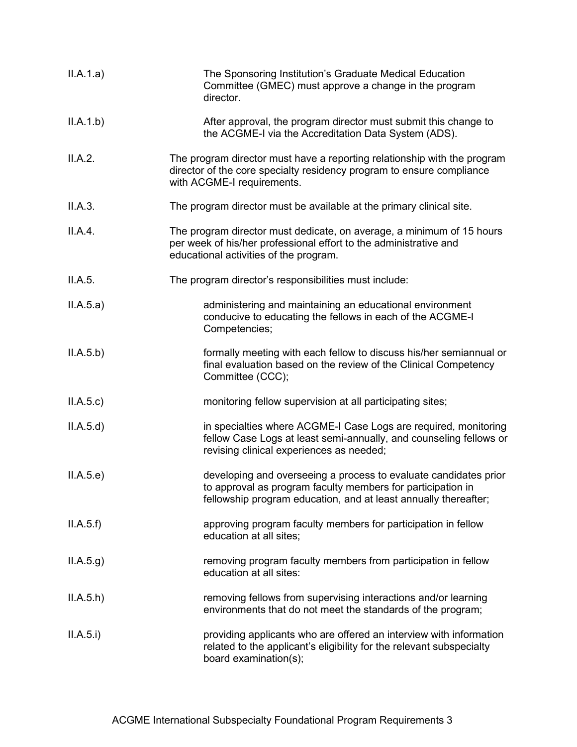II.A.1.a) The Sponsoring Institution's Graduate Medical Education Committee (GMEC) must approve a change in the program director.

II.A.1.b) After approval, the program director must submit this change to the ACGME-I via the Accreditation Data System (ADS).

II.A.2. The program director must have a reporting relationship with the program director of the core specialty residency program to ensure compliance with ACGME-I requirements.

II.A.3. The program director must be available at the primary clinical site.

II.A.4. The program director must dedicate, on average, a minimum of 15 hours per week of his/her professional effort to the administrative and educational activities of the program.

II.A.5. The program director's responsibilities must include:

II.A.5.a) administering and maintaining an educational environment conducive to educating the fellows in each of the ACGME-I Competencies;

II.A.5.b) formally meeting with each fellow to discuss his/her semiannual or final evaluation based on the review of the Clinical Competency Committee (CCC);

II.A.5.c) monitoring fellow supervision at all participating sites;

II.A.5.d) in specialties where ACGME-I Case Logs are required, monitoring fellow Case Logs at least semi-annually, and counseling fellows or revising clinical experiences as needed;

II.A.5.e) developing and overseeing a process to evaluate candidates prior to approval as program faculty members for participation in fellowship program education, and at least annually thereafter;

II.A.5.f) approving program faculty members for participation in fellow education at all sites;

II.A.5.g) removing program faculty members from participation in fellow education at all sites:

II.A.5.h) removing fellows from supervising interactions and/or learning environments that do not meet the standards of the program;

II.A.5.i) providing applicants who are offered an interview with information related to the applicant's eligibility for the relevant subspecialty board examination(s);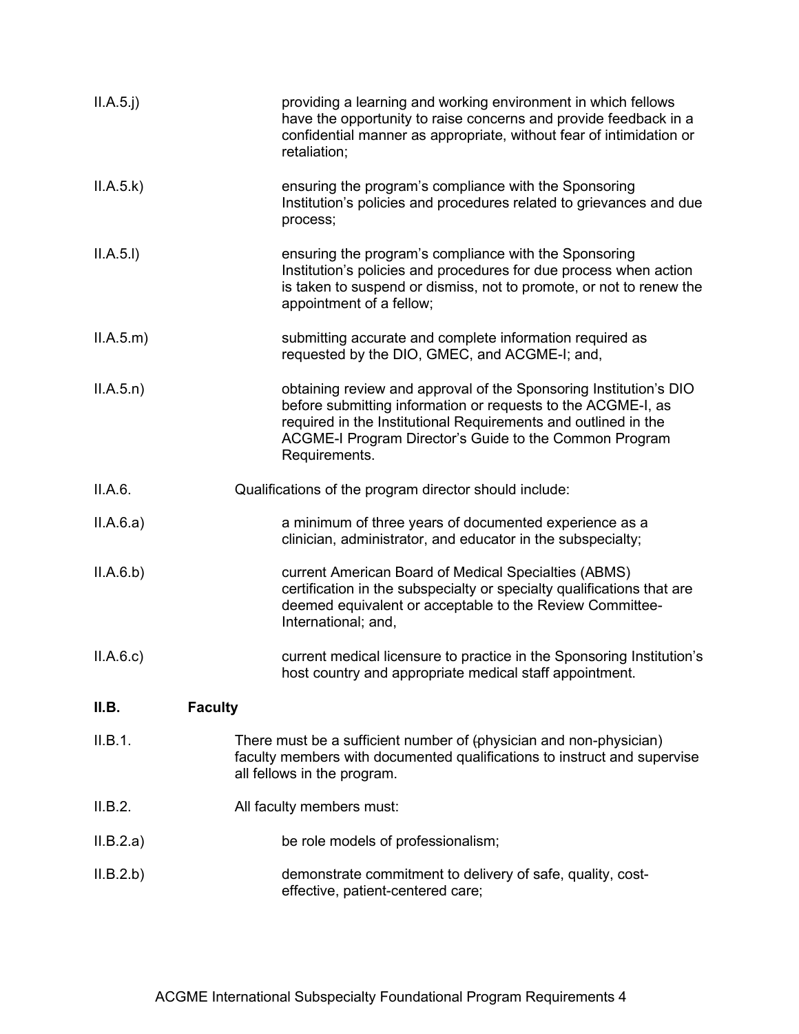II.A.5.j) providing a learning and working environment in which fellows have the opportunity to raise concerns and provide feedback in a confidential manner as appropriate, without fear of intimidation or retaliation;

II.A.5.k) ensuring the program's compliance with the Sponsoring Institution's policies and procedures related to grievances and due process;

II.A.5.l) ensuring the program's compliance with the Sponsoring Institution's policies and procedures for due process when action is taken to suspend or dismiss, not to promote, or not to renew the appointment of a fellow;

II.A.5.m) submitting accurate and complete information required as requested by the DIO, GMEC, and ACGME-I; and,

II.A.5.n) obtaining review and approval of the Sponsoring Institution's DIO before submitting information or requests to the ACGME-I, as required in the Institutional Requirements and outlined in the ACGME-I Program Director's Guide to the Common Program Requirements.

II.A.6. Qualifications of the program director should include:

II.A.6.a) a minimum of three years of documented experience as a clinician, administrator, and educator in the subspecialty;

II.A.6.b) current American Board of Medical Specialties (ABMS) certification in the subspecialty or specialty qualifications that are deemed equivalent or acceptable to the Review Committee-International; and,

II.A.6.c) current medical licensure to practice in the Sponsoring Institution's host country and appropriate medical staff appointment.

**II.B. Faculty**

II.B.1. There must be a sufficient number of (physician and non-physician) faculty members with documented qualifications to instruct and supervise all fellows in the program.

II.B.2. All faculty members must:

II.B.2.a) be role models of professionalism;

II.B.2.b) demonstrate commitment to delivery of safe, quality, cost-effective, patient-centered care;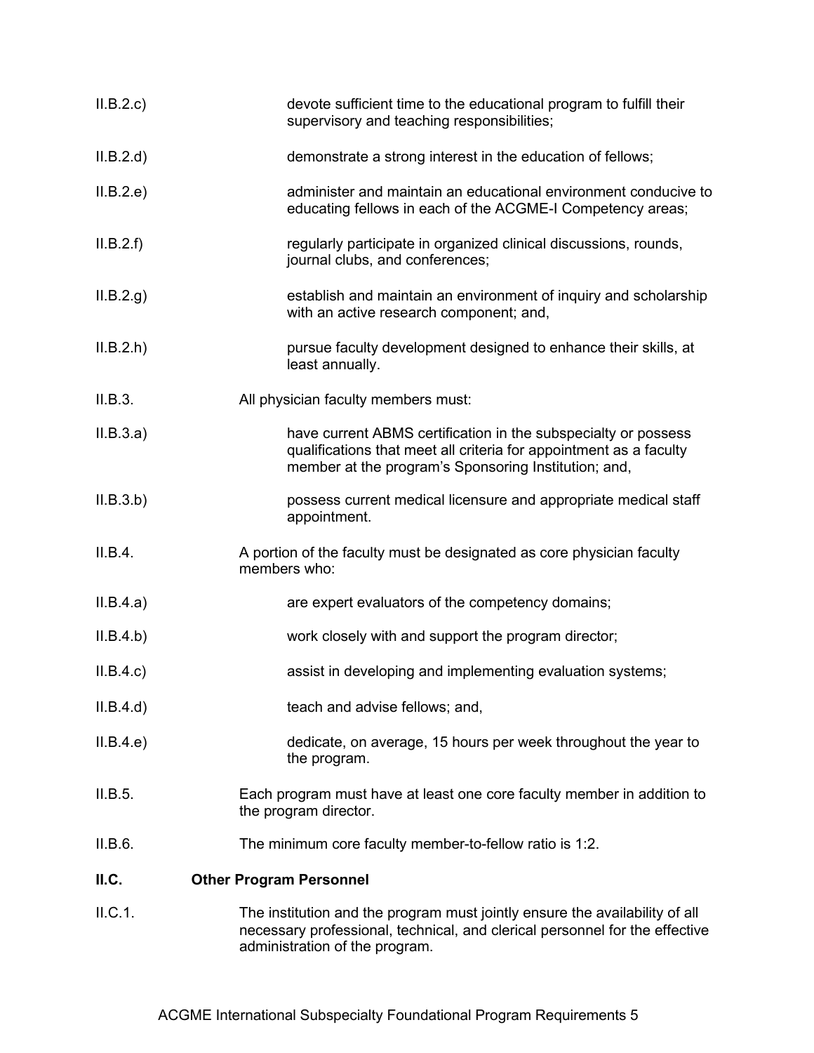II.B.2.c) devote sufficient time to the educational program to fulfill their supervisory and teaching responsibilities;

II.B.2.d) demonstrate a strong interest in the education of fellows;

II.B.2.e) administer and maintain an educational environment conducive to educating fellows in each of the ACGME-I Competency areas;

II.B.2.f) regularly participate in organized clinical discussions, rounds, journal clubs, and conferences;

II.B.2.g) establish and maintain an environment of inquiry and scholarship with an active research component; and,

II.B.2.h) pursue faculty development designed to enhance their skills, at least annually.

II.B.3. All physician faculty members must:

II.B.3.a) have current ABMS certification in the subspecialty or possess qualifications that meet all criteria for appointment as a faculty member at the program's Sponsoring Institution; and,

II.B.3.b) possess current medical licensure and appropriate medical staff appointment.

II.B.4. A portion of the faculty must be designated as core physician faculty members who:

II.B.4.a) are expert evaluators of the competency domains;

II.B.4.b) work closely with and support the program director;

II.B.4.c) assist in developing and implementing evaluation systems;

II.B.4.d) teach and advise fellows; and,

II.B.4.e) dedicate, on average, 15 hours per week throughout the year to the program.

II.B.5. Each program must have at least one core faculty member in addition to the program director.

II.B.6. The minimum core faculty member-to-fellow ratio is 1:2.

## II.C. Other Program Personnel

II.C.1. The institution and the program must jointly ensure the availability of all necessary professional, technical, and clerical personnel for the effective administration of the program.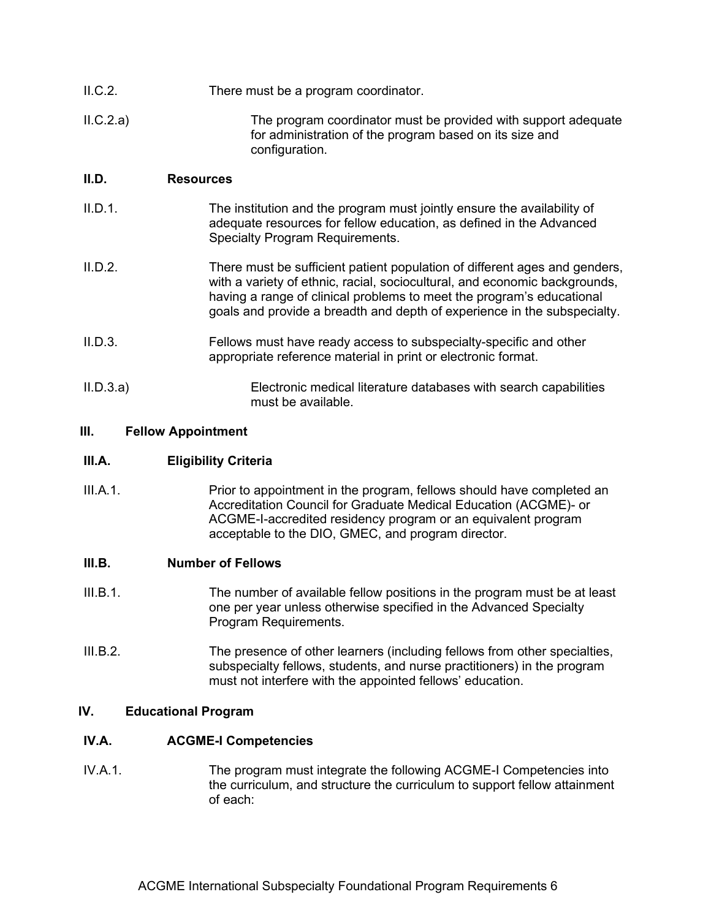II.C.2. There must be a program coordinator.

II.C.2.a) The program coordinator must be provided with support adequate for administration of the program based on its size and configuration.

**II.D. Resources**

II.D.1. The institution and the program must jointly ensure the availability of adequate resources for fellow education, as defined in the Advanced Specialty Program Requirements.

II.D.2. There must be sufficient patient population of different ages and genders, with a variety of ethnic, racial, sociocultural, and economic backgrounds, having a range of clinical problems to meet the program's educational goals and provide a breadth and depth of experience in the subspecialty.

II.D.3. Fellows must have ready access to subspecialty-specific and other appropriate reference material in print or electronic format.

II.D.3.a) Electronic medical literature databases with search capabilities must be available.

**III. Fellow Appointment**

**III.A. Eligibility Criteria**

III.A.1. Prior to appointment in the program, fellows should have completed an Accreditation Council for Graduate Medical Education (ACGME)- or ACGME-I-accredited residency program or an equivalent program acceptable to the DIO, GMEC, and program director.

**III.B. Number of Fellows**

III.B.1. The number of available fellow positions in the program must be at least one per year unless otherwise specified in the Advanced Specialty Program Requirements.

III.B.2. The presence of other learners (including fellows from other specialties, subspecialty fellows, students, and nurse practitioners) in the program must not interfere with the appointed fellows' education.

**IV. Educational Program**

**IV.A. ACGME-I Competencies**

IV.A.1. The program must integrate the following ACGME-I Competencies into the curriculum, and structure the curriculum to support fellow attainment of each: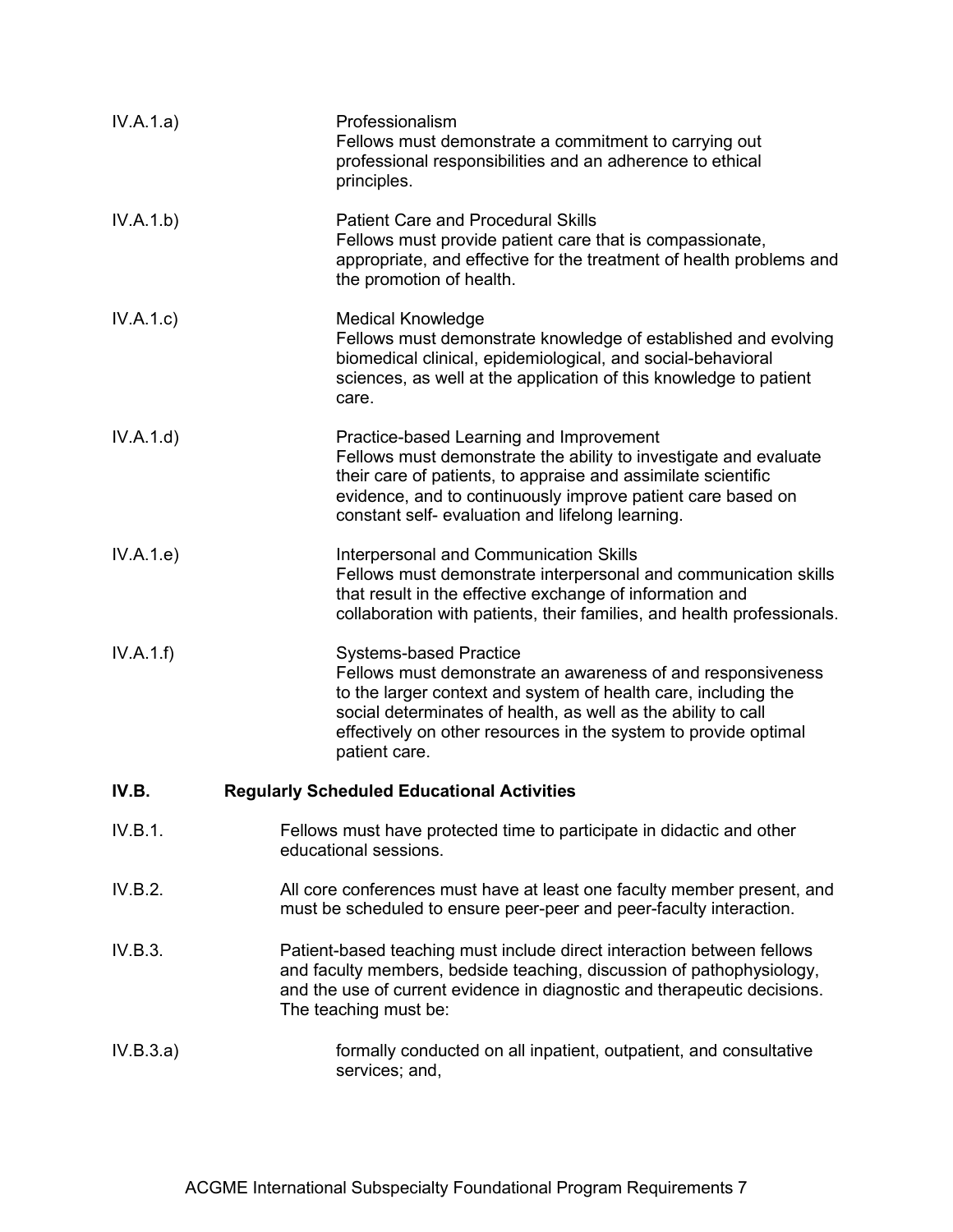IV.A.1.a) Professionalism
Fellows must demonstrate a commitment to carrying out professional responsibilities and an adherence to ethical principles.

IV.A.1.b) Patient Care and Procedural Skills
Fellows must provide patient care that is compassionate, appropriate, and effective for the treatment of health problems and the promotion of health.

IV.A.1.c) Medical Knowledge
Fellows must demonstrate knowledge of established and evolving biomedical clinical, epidemiological, and social-behavioral sciences, as well at the application of this knowledge to patient care.

IV.A.1.d) Practice-based Learning and Improvement
Fellows must demonstrate the ability to investigate and evaluate their care of patients, to appraise and assimilate scientific evidence, and to continuously improve patient care based on constant self- evaluation and lifelong learning.

IV.A.1.e) Interpersonal and Communication Skills
Fellows must demonstrate interpersonal and communication skills that result in the effective exchange of information and collaboration with patients, their families, and health professionals.

IV.A.1.f) Systems-based Practice
Fellows must demonstrate an awareness of and responsiveness to the larger context and system of health care, including the social determinates of health, as well as the ability to call effectively on other resources in the system to provide optimal patient care.

**IV.B. Regularly Scheduled Educational Activities**

IV.B.1. Fellows must have protected time to participate in didactic and other educational sessions.

IV.B.2. All core conferences must have at least one faculty member present, and must be scheduled to ensure peer-peer and peer-faculty interaction.

IV.B.3. Patient-based teaching must include direct interaction between fellows and faculty members, bedside teaching, discussion of pathophysiology, and the use of current evidence in diagnostic and therapeutic decisions. The teaching must be:

IV.B.3.a) formally conducted on all inpatient, outpatient, and consultative services; and,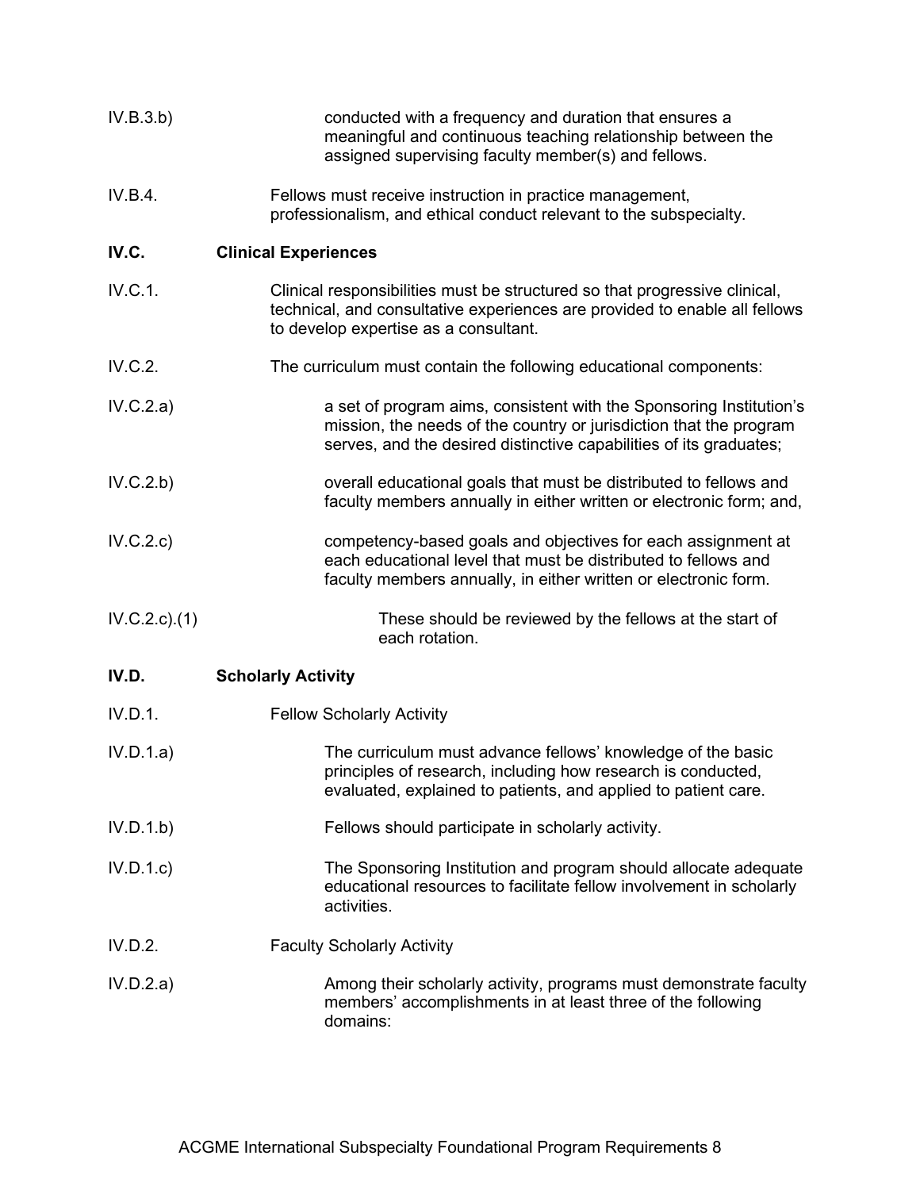IV.B.3.b) conducted with a frequency and duration that ensures a meaningful and continuous teaching relationship between the assigned supervising faculty member(s) and fellows.

IV.B.4. Fellows must receive instruction in practice management, professionalism, and ethical conduct relevant to the subspecialty.

**IV.C. Clinical Experiences**

IV.C.1. Clinical responsibilities must be structured so that progressive clinical, technical, and consultative experiences are provided to enable all fellows to develop expertise as a consultant.

IV.C.2. The curriculum must contain the following educational components:

IV.C.2.a) a set of program aims, consistent with the Sponsoring Institution's mission, the needs of the country or jurisdiction that the program serves, and the desired distinctive capabilities of its graduates;

IV.C.2.b) overall educational goals that must be distributed to fellows and faculty members annually in either written or electronic form; and,

IV.C.2.c) competency-based goals and objectives for each assignment at each educational level that must be distributed to fellows and faculty members annually, in either written or electronic form.

IV.C.2.c).(1) These should be reviewed by the fellows at the start of each rotation.

**IV.D. Scholarly Activity**

IV.D.1. Fellow Scholarly Activity

IV.D.1.a) The curriculum must advance fellows' knowledge of the basic principles of research, including how research is conducted, evaluated, explained to patients, and applied to patient care.

IV.D.1.b) Fellows should participate in scholarly activity.

IV.D.1.c) The Sponsoring Institution and program should allocate adequate educational resources to facilitate fellow involvement in scholarly activities.

IV.D.2. Faculty Scholarly Activity

IV.D.2.a) Among their scholarly activity, programs must demonstrate faculty members' accomplishments in at least three of the following domains: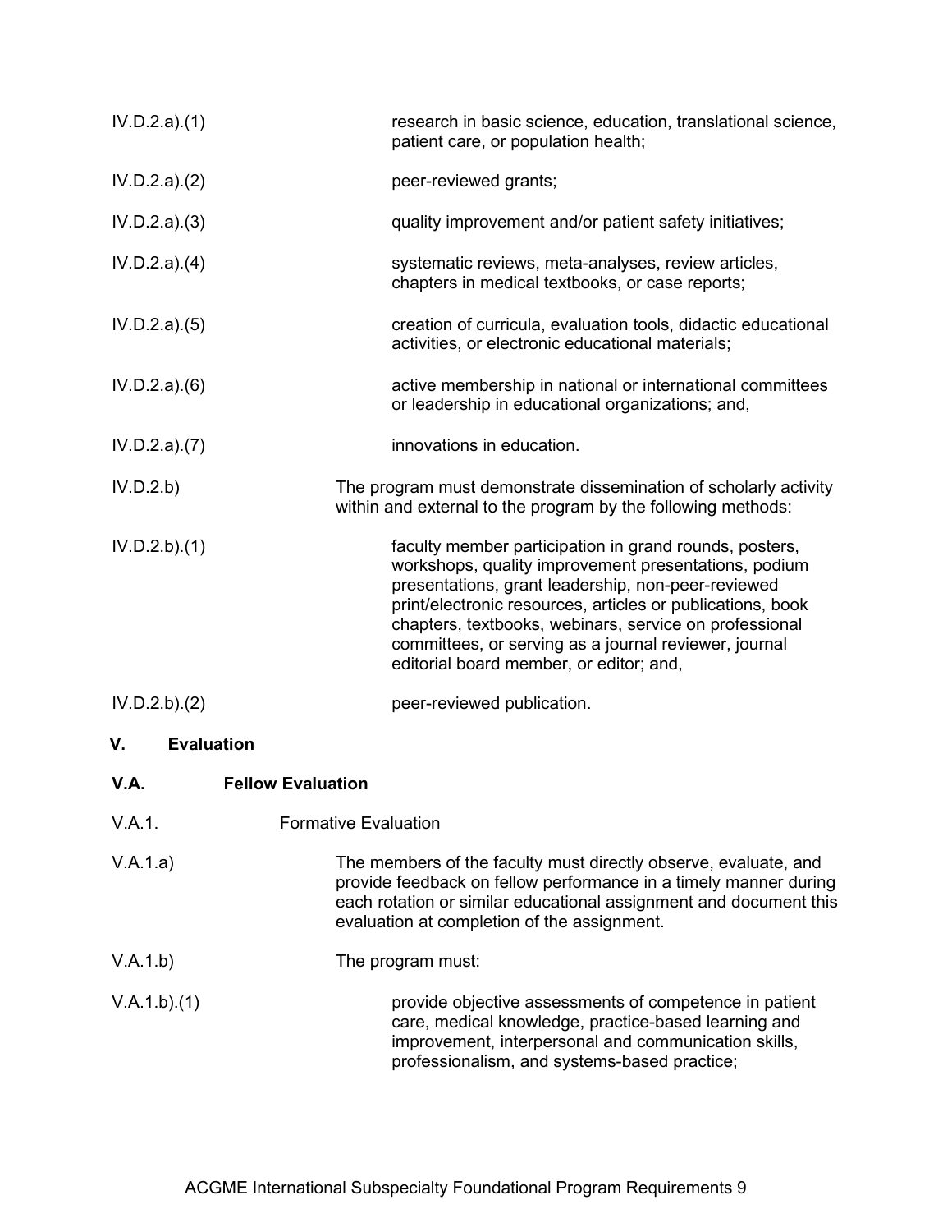IV.D.2.a).(1) research in basic science, education, translational science, patient care, or population health;

IV.D.2.a).(2) peer-reviewed grants;

IV.D.2.a).(3) quality improvement and/or patient safety initiatives;

IV.D.2.a).(4) systematic reviews, meta-analyses, review articles, chapters in medical textbooks, or case reports;

IV.D.2.a).(5) creation of curricula, evaluation tools, didactic educational activities, or electronic educational materials;

IV.D.2.a).(6) active membership in national or international committees or leadership in educational organizations; and,

IV.D.2.a).(7) innovations in education.

IV.D.2.b) The program must demonstrate dissemination of scholarly activity within and external to the program by the following methods:

IV.D.2.b).(1) faculty member participation in grand rounds, posters, workshops, quality improvement presentations, podium presentations, grant leadership, non-peer-reviewed print/electronic resources, articles or publications, book chapters, textbooks, webinars, service on professional committees, or serving as a journal reviewer, journal editorial board member, or editor; and,

IV.D.2.b).(2) peer-reviewed publication.

## V. Evaluation

### V.A. Fellow Evaluation

V.A.1. Formative Evaluation

V.A.1.a) The members of the faculty must directly observe, evaluate, and provide feedback on fellow performance in a timely manner during each rotation or similar educational assignment and document this evaluation at completion of the assignment.

V.A.1.b) The program must:

V.A.1.b).(1) provide objective assessments of competence in patient care, medical knowledge, practice-based learning and improvement, interpersonal and communication skills, professionalism, and systems-based practice;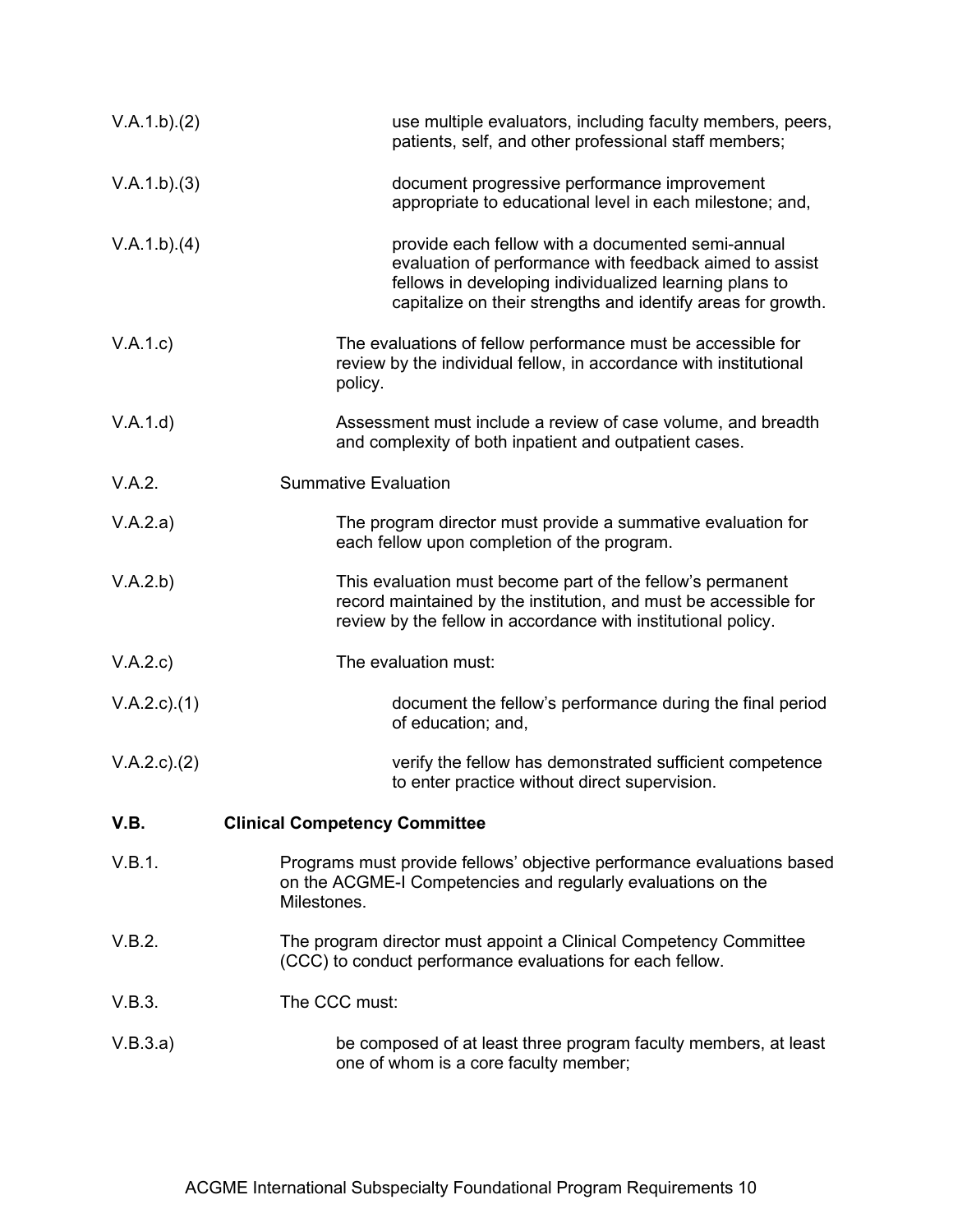V.A.1.b).(2) use multiple evaluators, including faculty members, peers, patients, self, and other professional staff members;

V.A.1.b).(3) document progressive performance improvement appropriate to educational level in each milestone; and,

V.A.1.b).(4) provide each fellow with a documented semi-annual evaluation of performance with feedback aimed to assist fellows in developing individualized learning plans to capitalize on their strengths and identify areas for growth.

V.A.1.c) The evaluations of fellow performance must be accessible for review by the individual fellow, in accordance with institutional policy.

V.A.1.d) Assessment must include a review of case volume, and breadth and complexity of both inpatient and outpatient cases.

V.A.2. Summative Evaluation

V.A.2.a) The program director must provide a summative evaluation for each fellow upon completion of the program.

V.A.2.b) This evaluation must become part of the fellow's permanent record maintained by the institution, and must be accessible for review by the fellow in accordance with institutional policy.

V.A.2.c) The evaluation must:

V.A.2.c).(1) document the fellow's performance during the final period of education; and,

V.A.2.c).(2) verify the fellow has demonstrated sufficient competence to enter practice without direct supervision.

**V.B. Clinical Competency Committee**

V.B.1. Programs must provide fellows' objective performance evaluations based on the ACGME-I Competencies and regularly evaluations on the Milestones.

V.B.2. The program director must appoint a Clinical Competency Committee (CCC) to conduct performance evaluations for each fellow.

V.B.3. The CCC must:

V.B.3.a) be composed of at least three program faculty members, at least one of whom is a core faculty member;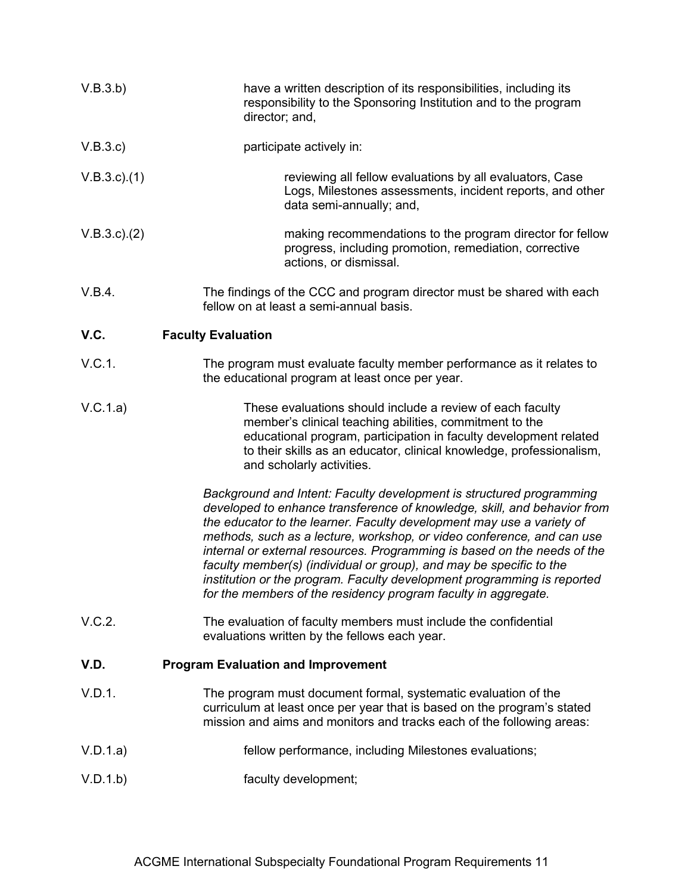V.B.3.b) have a written description of its responsibilities, including its responsibility to the Sponsoring Institution and to the program director; and,

V.B.3.c) participate actively in:

V.B.3.c).(1) reviewing all fellow evaluations by all evaluators, Case Logs, Milestones assessments, incident reports, and other data semi-annually; and,

V.B.3.c).(2) making recommendations to the program director for fellow progress, including promotion, remediation, corrective actions, or dismissal.

V.B.4. The findings of the CCC and program director must be shared with each fellow on at least a semi-annual basis.

## V.C. Faculty Evaluation

V.C.1. The program must evaluate faculty member performance as it relates to the educational program at least once per year.

V.C.1.a) These evaluations should include a review of each faculty member's clinical teaching abilities, commitment to the educational program, participation in faculty development related to their skills as an educator, clinical knowledge, professionalism, and scholarly activities.

*Background and Intent: Faculty development is structured programming developed to enhance transference of knowledge, skill, and behavior from the educator to the learner. Faculty development may use a variety of methods, such as a lecture, workshop, or video conference, and can use internal or external resources. Programming is based on the needs of the faculty member(s) (individual or group), and may be specific to the institution or the program. Faculty development programming is reported for the members of the residency program faculty in aggregate.*

V.C.2. The evaluation of faculty members must include the confidential evaluations written by the fellows each year.

## V.D. Program Evaluation and Improvement

V.D.1. The program must document formal, systematic evaluation of the curriculum at least once per year that is based on the program's stated mission and aims and monitors and tracks each of the following areas:

V.D.1.a) fellow performance, including Milestones evaluations;

V.D.1.b) faculty development;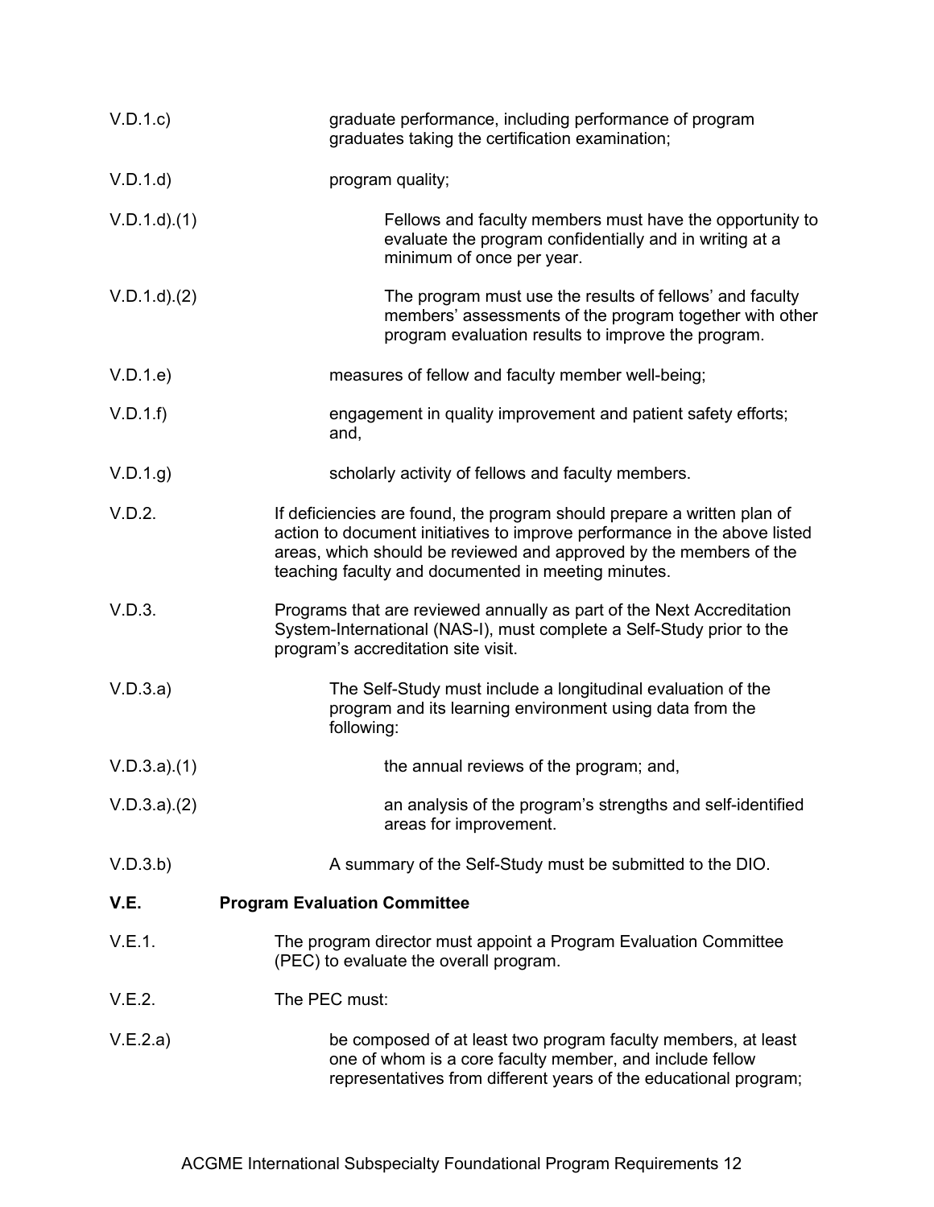V.D.1.c) graduate performance, including performance of program graduates taking the certification examination;

V.D.1.d) program quality;

V.D.1.d).(1) Fellows and faculty members must have the opportunity to evaluate the program confidentially and in writing at a minimum of once per year.

V.D.1.d).(2) The program must use the results of fellows' and faculty members' assessments of the program together with other program evaluation results to improve the program.

V.D.1.e) measures of fellow and faculty member well-being;

V.D.1.f) engagement in quality improvement and patient safety efforts; and,

V.D.1.g) scholarly activity of fellows and faculty members.

V.D.2. If deficiencies are found, the program should prepare a written plan of action to document initiatives to improve performance in the above listed areas, which should be reviewed and approved by the members of the teaching faculty and documented in meeting minutes.

V.D.3. Programs that are reviewed annually as part of the Next Accreditation System-International (NAS-I), must complete a Self-Study prior to the program's accreditation site visit.

V.D.3.a) The Self-Study must include a longitudinal evaluation of the program and its learning environment using data from the following:

V.D.3.a).(1) the annual reviews of the program; and,

V.D.3.a).(2) an analysis of the program's strengths and self-identified areas for improvement.

V.D.3.b) A summary of the Self-Study must be submitted to the DIO.

**V.E. Program Evaluation Committee**

V.E.1. The program director must appoint a Program Evaluation Committee (PEC) to evaluate the overall program.

V.E.2. The PEC must:

V.E.2.a) be composed of at least two program faculty members, at least one of whom is a core faculty member, and include fellow representatives from different years of the educational program;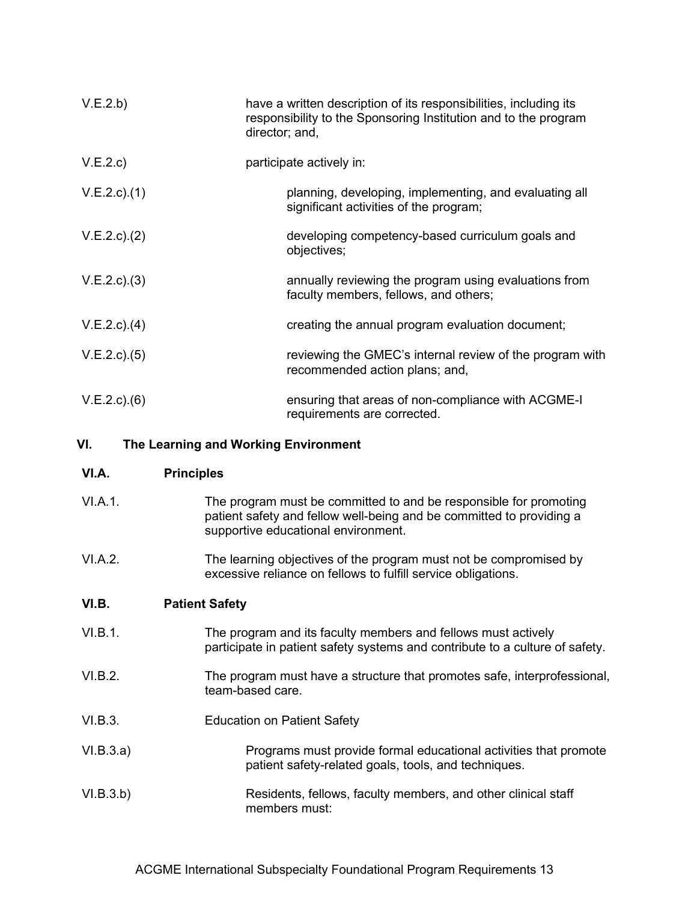V.E.2.b) have a written description of its responsibilities, including its responsibility to the Sponsoring Institution and to the program director; and,

V.E.2.c) participate actively in:

V.E.2.c).(1) planning, developing, implementing, and evaluating all significant activities of the program;

V.E.2.c).(2) developing competency-based curriculum goals and objectives;

V.E.2.c).(3) annually reviewing the program using evaluations from faculty members, fellows, and others;

V.E.2.c).(4) creating the annual program evaluation document;

V.E.2.c).(5) reviewing the GMEC's internal review of the program with recommended action plans; and,

V.E.2.c).(6) ensuring that areas of non-compliance with ACGME-I requirements are corrected.

## VI. The Learning and Working Environment

### VI.A. Principles

VI.A.1. The program must be committed to and be responsible for promoting patient safety and fellow well-being and be committed to providing a supportive educational environment.

VI.A.2. The learning objectives of the program must not be compromised by excessive reliance on fellows to fulfill service obligations.

### VI.B. Patient Safety

VI.B.1. The program and its faculty members and fellows must actively participate in patient safety systems and contribute to a culture of safety.

VI.B.2. The program must have a structure that promotes safe, interprofessional, team-based care.

VI.B.3. Education on Patient Safety

VI.B.3.a) Programs must provide formal educational activities that promote patient safety-related goals, tools, and techniques.

VI.B.3.b) Residents, fellows, faculty members, and other clinical staff members must: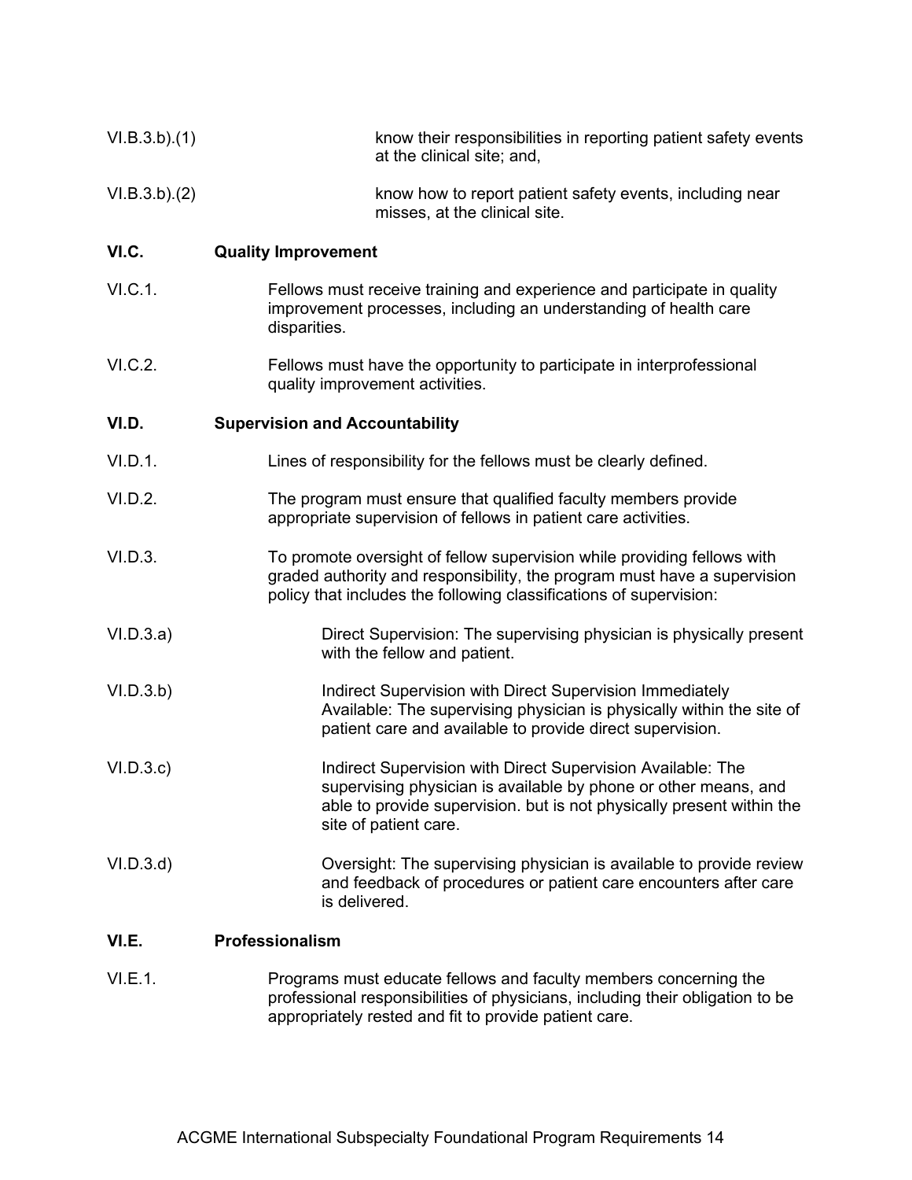VI.B.3.b).(1) know their responsibilities in reporting patient safety events at the clinical site; and,

VI.B.3.b).(2) know how to report patient safety events, including near misses, at the clinical site.

**VI.C. Quality Improvement**

VI.C.1. Fellows must receive training and experience and participate in quality improvement processes, including an understanding of health care disparities.

VI.C.2. Fellows must have the opportunity to participate in interprofessional quality improvement activities.

**VI.D. Supervision and Accountability**

VI.D.1. Lines of responsibility for the fellows must be clearly defined.

VI.D.2. The program must ensure that qualified faculty members provide appropriate supervision of fellows in patient care activities.

VI.D.3. To promote oversight of fellow supervision while providing fellows with graded authority and responsibility, the program must have a supervision policy that includes the following classifications of supervision:

VI.D.3.a) Direct Supervision: The supervising physician is physically present with the fellow and patient.

VI.D.3.b) Indirect Supervision with Direct Supervision Immediately Available: The supervising physician is physically within the site of patient care and available to provide direct supervision.

VI.D.3.c) Indirect Supervision with Direct Supervision Available: The supervising physician is available by phone or other means, and able to provide supervision. but is not physically present within the site of patient care.

VI.D.3.d) Oversight: The supervising physician is available to provide review and feedback of procedures or patient care encounters after care is delivered.

**VI.E. Professionalism**

VI.E.1. Programs must educate fellows and faculty members concerning the professional responsibilities of physicians, including their obligation to be appropriately rested and fit to provide patient care.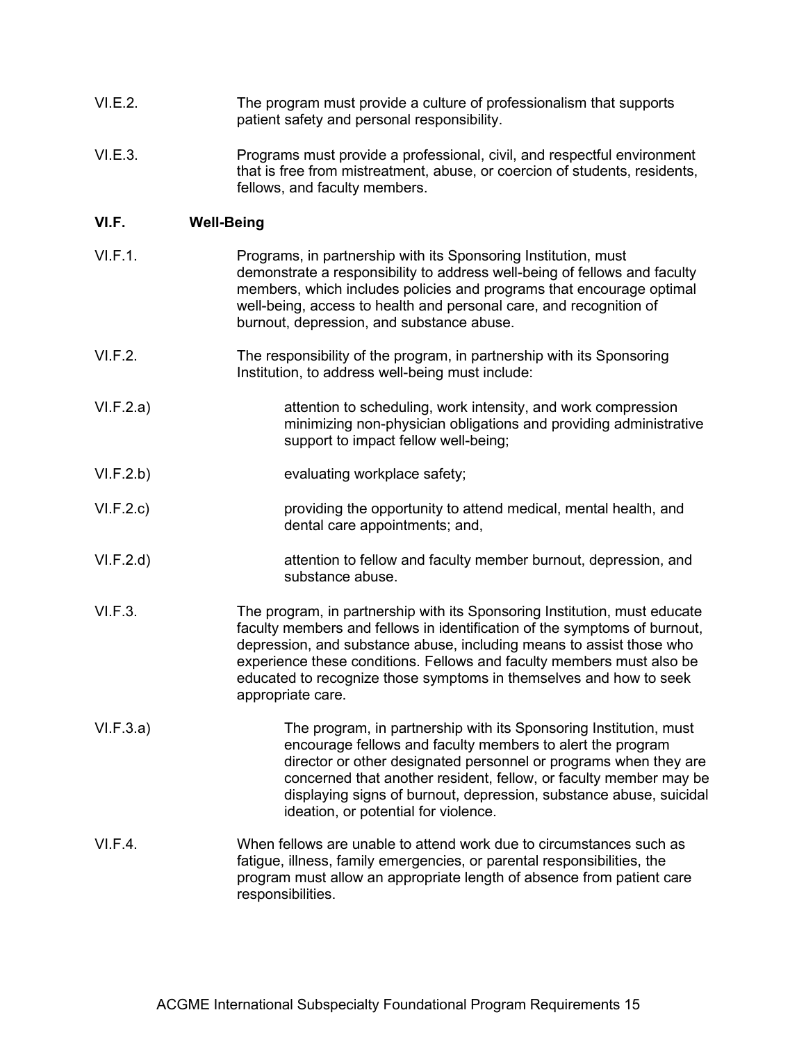VI.E.2. The program must provide a culture of professionalism that supports patient safety and personal responsibility.

VI.E.3. Programs must provide a professional, civil, and respectful environment that is free from mistreatment, abuse, or coercion of students, residents, fellows, and faculty members.

**VI.F. Well-Being**

VI.F.1. Programs, in partnership with its Sponsoring Institution, must demonstrate a responsibility to address well-being of fellows and faculty members, which includes policies and programs that encourage optimal well-being, access to health and personal care, and recognition of burnout, depression, and substance abuse.

VI.F.2. The responsibility of the program, in partnership with its Sponsoring Institution, to address well-being must include:

VI.F.2.a) attention to scheduling, work intensity, and work compression minimizing non-physician obligations and providing administrative support to impact fellow well-being;

VI.F.2.b) evaluating workplace safety;

VI.F.2.c) providing the opportunity to attend medical, mental health, and dental care appointments; and,

VI.F.2.d) attention to fellow and faculty member burnout, depression, and substance abuse.

VI.F.3. The program, in partnership with its Sponsoring Institution, must educate faculty members and fellows in identification of the symptoms of burnout, depression, and substance abuse, including means to assist those who experience these conditions. Fellows and faculty members must also be educated to recognize those symptoms in themselves and how to seek appropriate care.

VI.F.3.a) The program, in partnership with its Sponsoring Institution, must encourage fellows and faculty members to alert the program director or other designated personnel or programs when they are concerned that another resident, fellow, or faculty member may be displaying signs of burnout, depression, substance abuse, suicidal ideation, or potential for violence.

VI.F.4. When fellows are unable to attend work due to circumstances such as fatigue, illness, family emergencies, or parental responsibilities, the program must allow an appropriate length of absence from patient care responsibilities.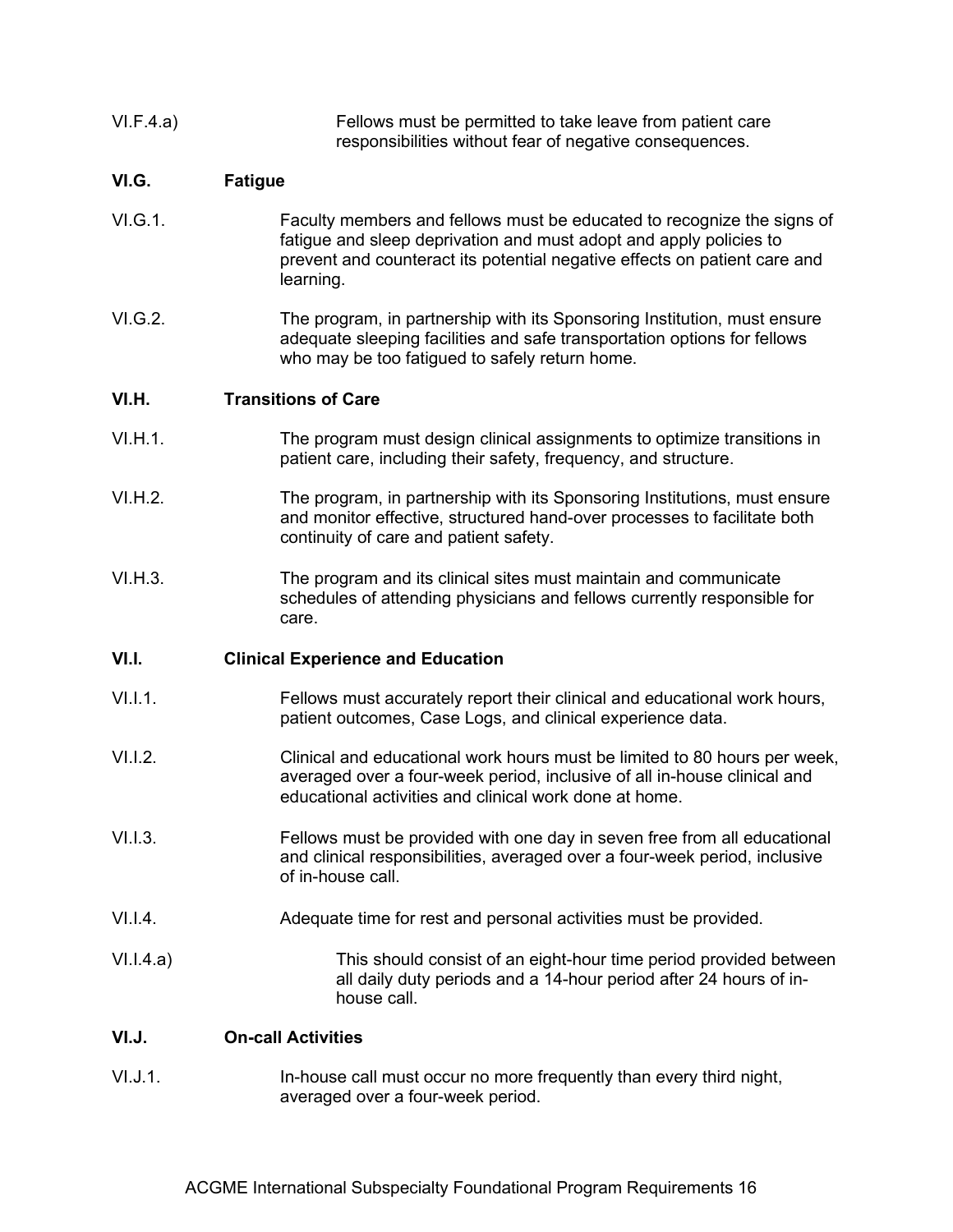VI.F.4.a) Fellows must be permitted to take leave from patient care responsibilities without fear of negative consequences.

## VI.G. Fatigue

VI.G.1. Faculty members and fellows must be educated to recognize the signs of fatigue and sleep deprivation and must adopt and apply policies to prevent and counteract its potential negative effects on patient care and learning.

VI.G.2. The program, in partnership with its Sponsoring Institution, must ensure adequate sleeping facilities and safe transportation options for fellows who may be too fatigued to safely return home.

## VI.H. Transitions of Care

VI.H.1. The program must design clinical assignments to optimize transitions in patient care, including their safety, frequency, and structure.

VI.H.2. The program, in partnership with its Sponsoring Institutions, must ensure and monitor effective, structured hand-over processes to facilitate both continuity of care and patient safety.

VI.H.3. The program and its clinical sites must maintain and communicate schedules of attending physicians and fellows currently responsible for care.

## VI.I. Clinical Experience and Education

VI.I.1. Fellows must accurately report their clinical and educational work hours, patient outcomes, Case Logs, and clinical experience data.

VI.I.2. Clinical and educational work hours must be limited to 80 hours per week, averaged over a four-week period, inclusive of all in-house clinical and educational activities and clinical work done at home.

VI.I.3. Fellows must be provided with one day in seven free from all educational and clinical responsibilities, averaged over a four-week period, inclusive of in-house call.

VI.I.4. Adequate time for rest and personal activities must be provided.

VI.I.4.a) This should consist of an eight-hour time period provided between all daily duty periods and a 14-hour period after 24 hours of in-house call.

## VI.J. On-call Activities

VI.J.1. In-house call must occur no more frequently than every third night, averaged over a four-week period.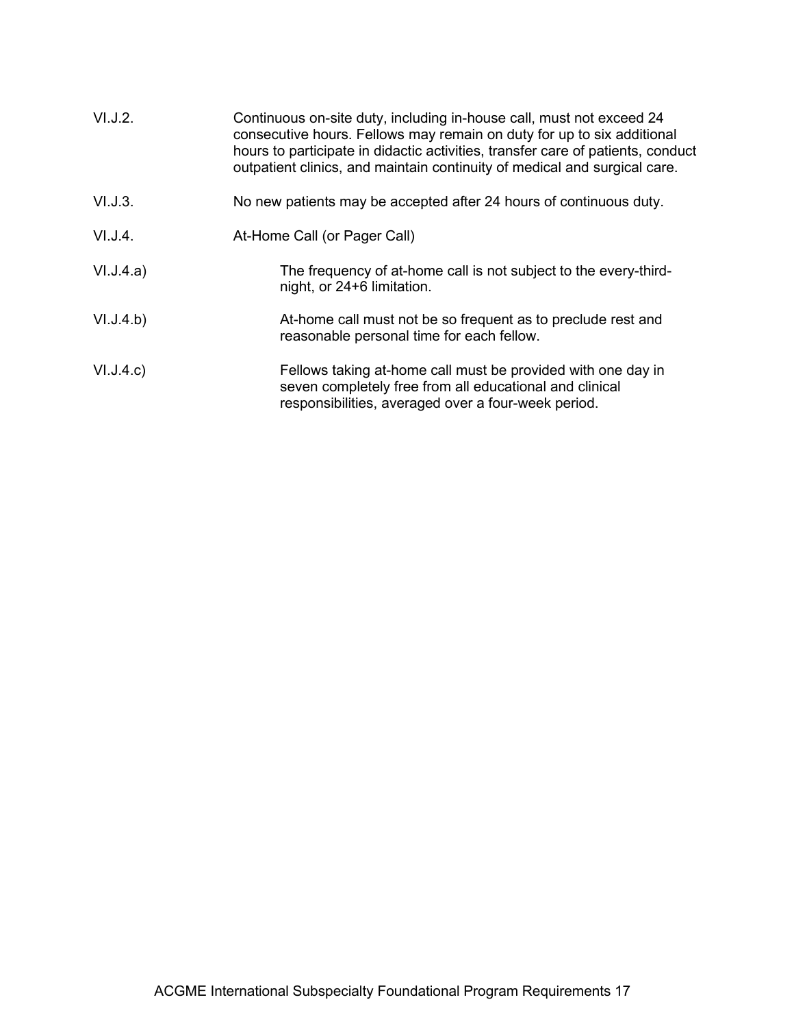VI.J.2. Continuous on-site duty, including in-house call, must not exceed 24 consecutive hours. Fellows may remain on duty for up to six additional hours to participate in didactic activities, transfer care of patients, conduct outpatient clinics, and maintain continuity of medical and surgical care.

VI.J.3. No new patients may be accepted after 24 hours of continuous duty.

VI.J.4. At-Home Call (or Pager Call)

VI.J.4.a) The frequency of at-home call is not subject to the every-third-night, or 24+6 limitation.

VI.J.4.b) At-home call must not be so frequent as to preclude rest and reasonable personal time for each fellow.

VI.J.4.c) Fellows taking at-home call must be provided with one day in seven completely free from all educational and clinical responsibilities, averaged over a four-week period.